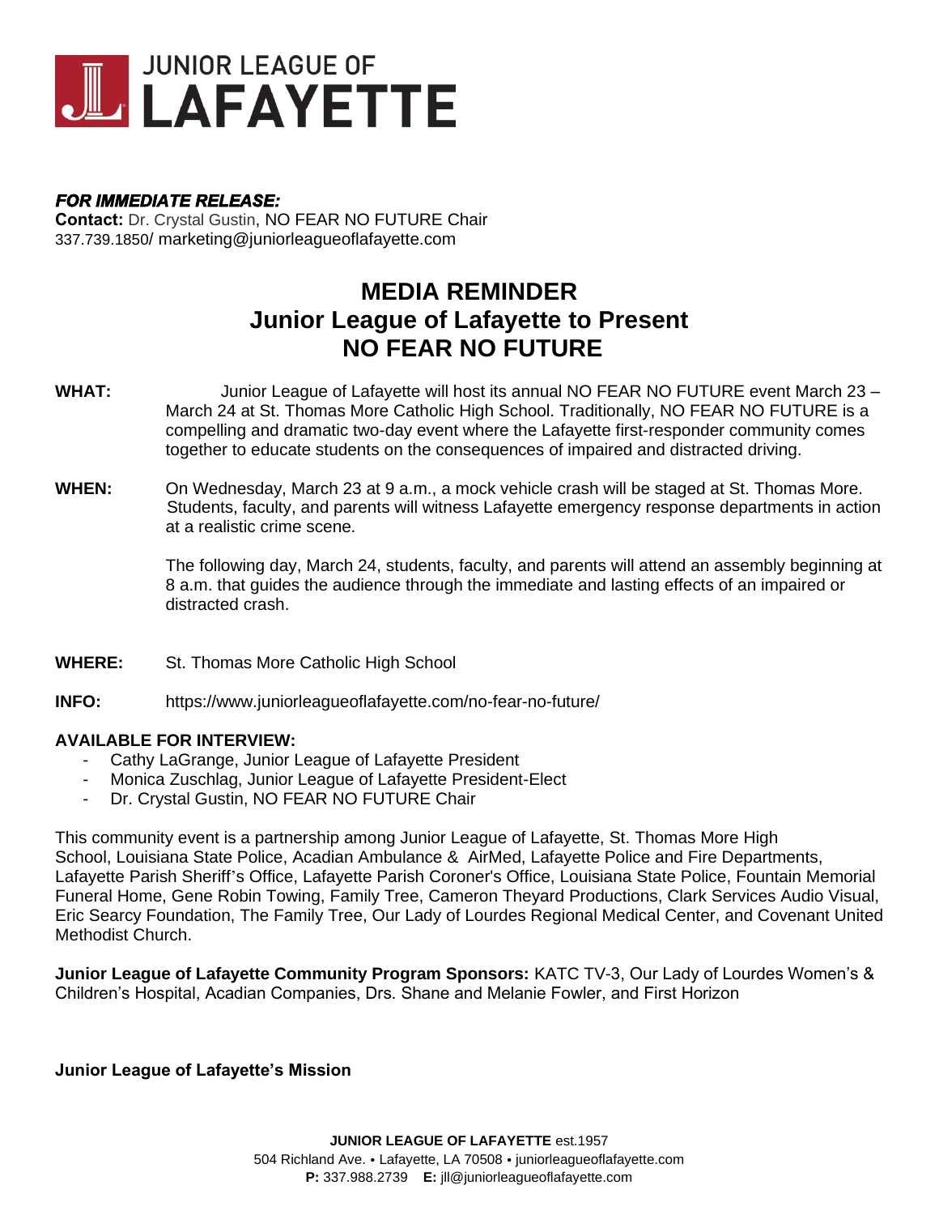# JUNIOR LEAGUE OF LAFAYETTE

***FOR IMMEDIATE RELEASE:***
**Contact:** Dr. Crystal Gustin, NO FEAR NO FUTURE Chair
337.739.1850/ marketing@juniorleagueoflafayette.com

## MEDIA REMINDER
## Junior League of Lafayette to Present
## NO FEAR NO FUTURE

**WHAT:** Junior League of Lafayette will host its annual NO FEAR NO FUTURE event March 23 – March 24 at St. Thomas More Catholic High School. Traditionally, NO FEAR NO FUTURE is a compelling and dramatic two-day event where the Lafayette first-responder community comes together to educate students on the consequences of impaired and distracted driving.

**WHEN:** On Wednesday, March 23 at 9 a.m., a mock vehicle crash will be staged at St. Thomas More. Students, faculty, and parents will witness Lafayette emergency response departments in action at a realistic crime scene.

The following day, March 24, students, faculty, and parents will attend an assembly beginning at 8 a.m. that guides the audience through the immediate and lasting effects of an impaired or distracted crash.

**WHERE:** St. Thomas More Catholic High School

**INFO:** https://www.juniorleagueoflafayette.com/no-fear-no-future/

**AVAILABLE FOR INTERVIEW:**

- Cathy LaGrange, Junior League of Lafayette President
- Monica Zuschlag, Junior League of Lafayette President-Elect
- Dr. Crystal Gustin, NO FEAR NO FUTURE Chair

This community event is a partnership among Junior League of Lafayette, St. Thomas More High School, Louisiana State Police, Acadian Ambulance & AirMed, Lafayette Police and Fire Departments, Lafayette Parish Sheriff's Office, Lafayette Parish Coroner's Office, Louisiana State Police, Fountain Memorial Funeral Home, Gene Robin Towing, Family Tree, Cameron Theyard Productions, Clark Services Audio Visual, Eric Searcy Foundation, The Family Tree, Our Lady of Lourdes Regional Medical Center, and Covenant United Methodist Church.

**Junior League of Lafayette Community Program Sponsors:** KATC TV-3, Our Lady of Lourdes Women's & Children's Hospital, Acadian Companies, Drs. Shane and Melanie Fowler, and First Horizon

**Junior League of Lafayette's Mission**

**JUNIOR LEAGUE OF LAFAYETTE** est.1957
504 Richland Ave. • Lafayette, LA 70508 • juniorleagueoflafayette.com
**P:** 337.988.2739 **E:** jll@juniorleagueoflafayette.com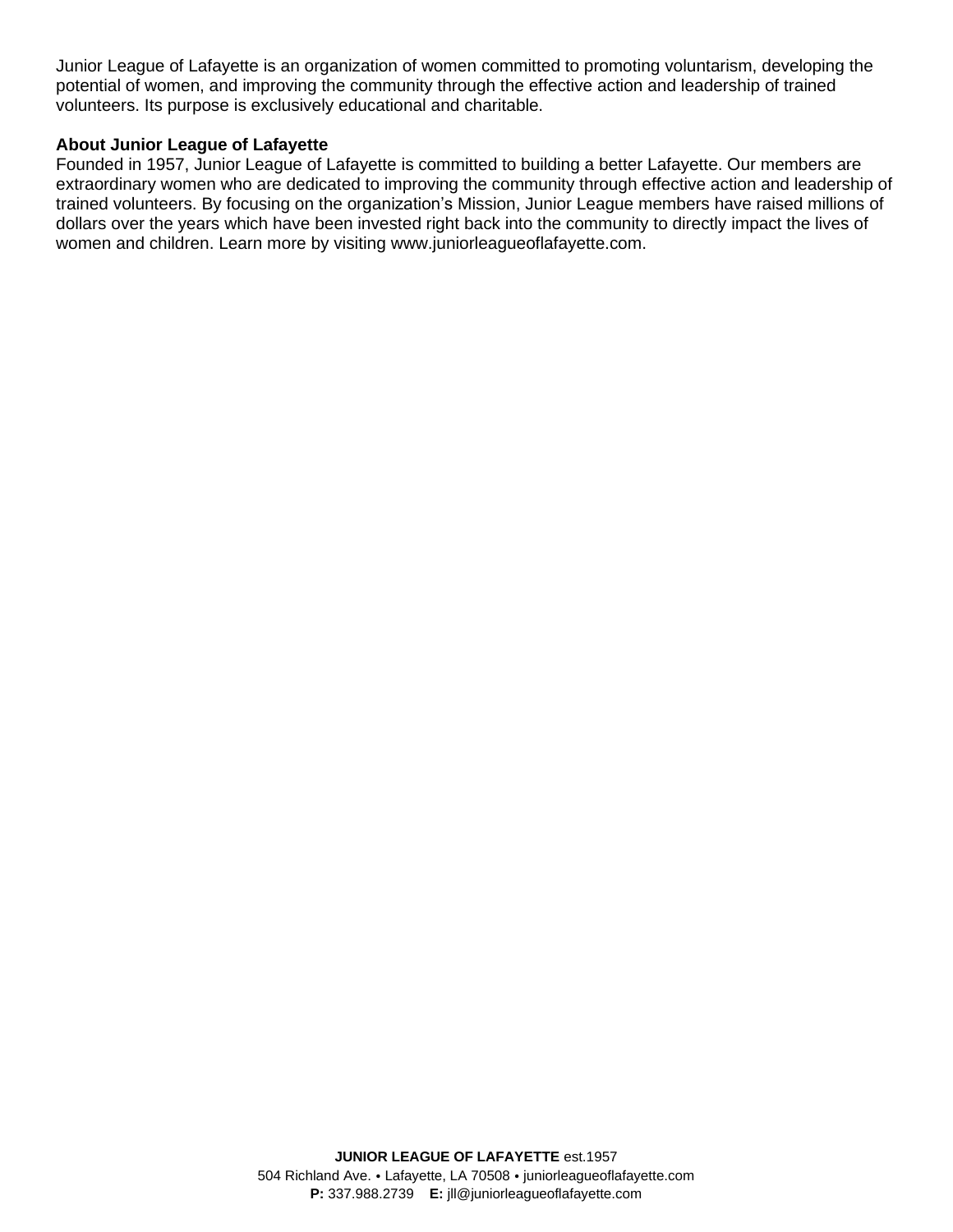Junior League of Lafayette is an organization of women committed to promoting voluntarism, developing the potential of women, and improving the community through the effective action and leadership of trained volunteers. Its purpose is exclusively educational and charitable.

**About Junior League of Lafayette**

Founded in 1957, Junior League of Lafayette is committed to building a better Lafayette. Our members are extraordinary women who are dedicated to improving the community through effective action and leadership of trained volunteers. By focusing on the organization's Mission, Junior League members have raised millions of dollars over the years which have been invested right back into the community to directly impact the lives of women and children. Learn more by visiting www.juniorleagueoflafayette.com.